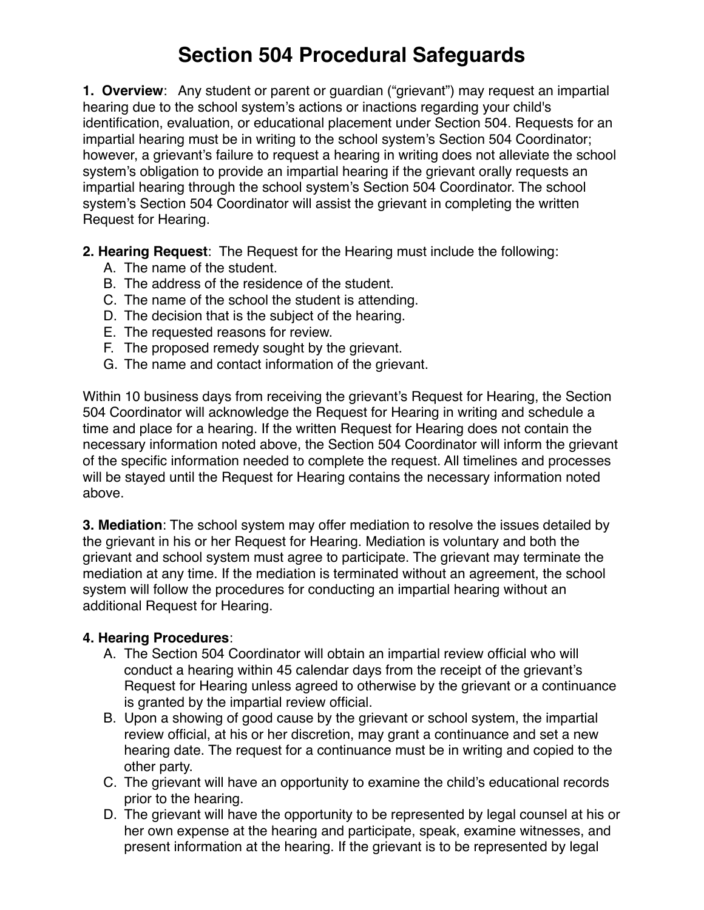# Section 504 Procedural Safeguards

**1. Overview**: Any student or parent or guardian ("grievant") may request an impartial hearing due to the school system's actions or inactions regarding your child's identification, evaluation, or educational placement under Section 504. Requests for an impartial hearing must be in writing to the school system's Section 504 Coordinator; however, a grievant's failure to request a hearing in writing does not alleviate the school system's obligation to provide an impartial hearing if the grievant orally requests an impartial hearing through the school system's Section 504 Coordinator. The school system's Section 504 Coordinator will assist the grievant in completing the written Request for Hearing.

**2. Hearing Request**: The Request for the Hearing must include the following:

A. The name of the student.
B. The address of the residence of the student.
C. The name of the school the student is attending.
D. The decision that is the subject of the hearing.
E. The requested reasons for review.
F. The proposed remedy sought by the grievant.
G. The name and contact information of the grievant.

Within 10 business days from receiving the grievant's Request for Hearing, the Section 504 Coordinator will acknowledge the Request for Hearing in writing and schedule a time and place for a hearing. If the written Request for Hearing does not contain the necessary information noted above, the Section 504 Coordinator will inform the grievant of the specific information needed to complete the request. All timelines and processes will be stayed until the Request for Hearing contains the necessary information noted above.

**3. Mediation**: The school system may offer mediation to resolve the issues detailed by the grievant in his or her Request for Hearing. Mediation is voluntary and both the grievant and school system must agree to participate. The grievant may terminate the mediation at any time. If the mediation is terminated without an agreement, the school system will follow the procedures for conducting an impartial hearing without an additional Request for Hearing.

**4. Hearing Procedures**:

A. The Section 504 Coordinator will obtain an impartial review official who will conduct a hearing within 45 calendar days from the receipt of the grievant's Request for Hearing unless agreed to otherwise by the grievant or a continuance is granted by the impartial review official.
B. Upon a showing of good cause by the grievant or school system, the impartial review official, at his or her discretion, may grant a continuance and set a new hearing date. The request for a continuance must be in writing and copied to the other party.
C. The grievant will have an opportunity to examine the child's educational records prior to the hearing.
D. The grievant will have the opportunity to be represented by legal counsel at his or her own expense at the hearing and participate, speak, examine witnesses, and present information at the hearing. If the grievant is to be represented by legal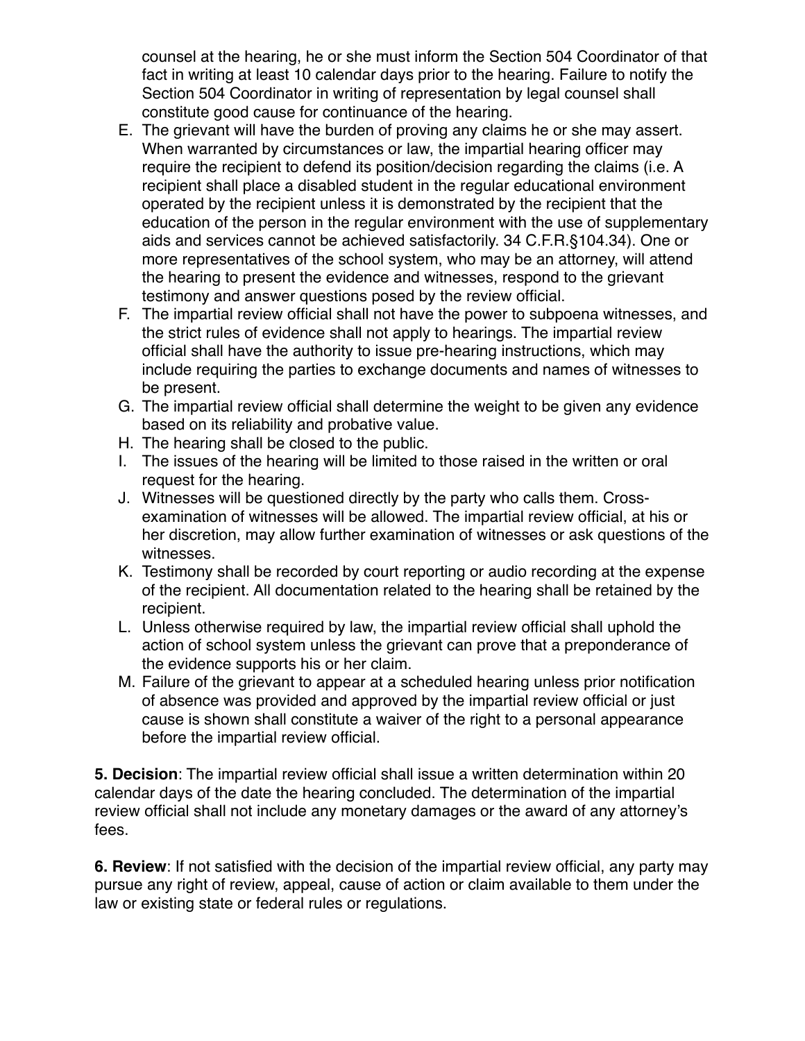counsel at the hearing, he or she must inform the Section 504 Coordinator of that fact in writing at least 10 calendar days prior to the hearing. Failure to notify the Section 504 Coordinator in writing of representation by legal counsel shall constitute good cause for continuance of the hearing.

E. The grievant will have the burden of proving any claims he or she may assert. When warranted by circumstances or law, the impartial hearing officer may require the recipient to defend its position/decision regarding the claims (i.e. A recipient shall place a disabled student in the regular educational environment operated by the recipient unless it is demonstrated by the recipient that the education of the person in the regular environment with the use of supplementary aids and services cannot be achieved satisfactorily. 34 C.F.R.§104.34). One or more representatives of the school system, who may be an attorney, will attend the hearing to present the evidence and witnesses, respond to the grievant testimony and answer questions posed by the review official.
F. The impartial review official shall not have the power to subpoena witnesses, and the strict rules of evidence shall not apply to hearings. The impartial review official shall have the authority to issue pre-hearing instructions, which may include requiring the parties to exchange documents and names of witnesses to be present.
G. The impartial review official shall determine the weight to be given any evidence based on its reliability and probative value.
H. The hearing shall be closed to the public.
I. The issues of the hearing will be limited to those raised in the written or oral request for the hearing.
J. Witnesses will be questioned directly by the party who calls them. Cross-examination of witnesses will be allowed. The impartial review official, at his or her discretion, may allow further examination of witnesses or ask questions of the witnesses.
K. Testimony shall be recorded by court reporting or audio recording at the expense of the recipient. All documentation related to the hearing shall be retained by the recipient.
L. Unless otherwise required by law, the impartial review official shall uphold the action of school system unless the grievant can prove that a preponderance of the evidence supports his or her claim.
M. Failure of the grievant to appear at a scheduled hearing unless prior notification of absence was provided and approved by the impartial review official or just cause is shown shall constitute a waiver of the right to a personal appearance before the impartial review official.

**5. Decision**: The impartial review official shall issue a written determination within 20 calendar days of the date the hearing concluded. The determination of the impartial review official shall not include any monetary damages or the award of any attorney's fees.

**6. Review**: If not satisfied with the decision of the impartial review official, any party may pursue any right of review, appeal, cause of action or claim available to them under the law or existing state or federal rules or regulations.